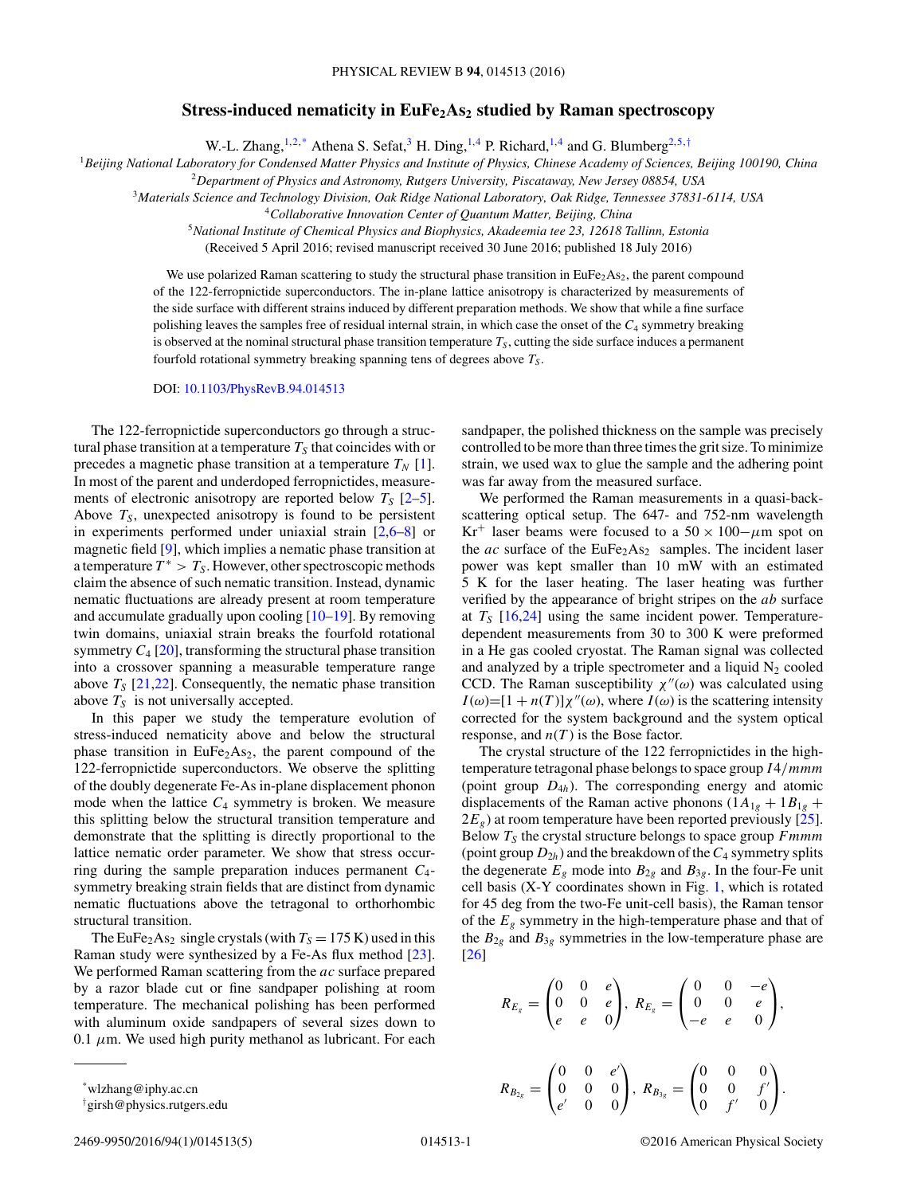# Stress-induced nematicity in $EuFe_2As_2$ studied by Raman spectroscopy

W.-L. Zhang,[1,2,*] Athena S. Sefat,[3] H. Ding,[1,4] P. Richard,[1,4] and G. Blumberg[2,5,†]

[1]Beijing National Laboratory for Condensed Matter Physics and Institute of Physics, Chinese Academy of Sciences, Beijing 100190, China
[2]Department of Physics and Astronomy, Rutgers University, Piscataway, New Jersey 08854, USA
[3]Materials Science and Technology Division, Oak Ridge National Laboratory, Oak Ridge, Tennessee 37831-6114, USA
[4]Collaborative Innovation Center of Quantum Matter, Beijing, China
[5]National Institute of Chemical Physics and Biophysics, Akadeemia tee 23, 12618 Tallinn, Estonia

(Received 5 April 2016; revised manuscript received 30 June 2016; published 18 July 2016)

We use polarized Raman scattering to study the structural phase transition in $EuFe_2As_2$, the parent compound of the 122-ferropnictide superconductors. The in-plane lattice anisotropy is characterized by measurements of the side surface with different strains induced by different preparation methods. We show that while a fine surface polishing leaves the samples free of residual internal strain, in which case the onset of the $C_4$ symmetry breaking is observed at the nominal structural phase transition temperature $T_S$, cutting the side surface induces a permanent fourfold rotational symmetry breaking spanning tens of degrees above $T_S$.

DOI: 10.1103/PhysRevB.94.014513

The 122-ferropnictide superconductors go through a structural phase transition at a temperature $T_S$ that coincides with or precedes a magnetic phase transition at a temperature $T_N$ [1]. In most of the parent and underdoped ferropnictides, measurements of electronic anisotropy are reported below $T_S$ [2–5]. Above $T_S$, unexpected anisotropy is found to be persistent in experiments performed under uniaxial strain [2,6–8] or magnetic field [9], which implies a nematic phase transition at a temperature $T^* > T_S$. However, other spectroscopic methods claim the absence of such nematic transition. Instead, dynamic nematic fluctuations are already present at room temperature and accumulate gradually upon cooling [10–19]. By removing twin domains, uniaxial strain breaks the fourfold rotational symmetry $C_4$ [20], transforming the structural phase transition into a crossover spanning a measurable temperature range above $T_S$ [21,22]. Consequently, the nematic phase transition above $T_S$ is not universally accepted.

In this paper we study the temperature evolution of stress-induced nematicity above and below the structural phase transition in $EuFe_2As_2$, the parent compound of the 122-ferropnictide superconductors. We observe the splitting of the doubly degenerate Fe-As in-plane displacement phonon mode when the lattice $C_4$ symmetry is broken. We measure this splitting below the structural transition temperature and demonstrate that the splitting is directly proportional to the lattice nematic order parameter. We show that stress occurring during the sample preparation induces permanent $C_4$-symmetry breaking strain fields that are distinct from dynamic nematic fluctuations above the tetragonal to orthorhombic structural transition.

The $EuFe_2As_2$ single crystals (with $T_S = 175$ K) used in this Raman study were synthesized by a Fe-As flux method [23]. We performed Raman scattering from the *ac* surface prepared by a razor blade cut or fine sandpaper polishing at room temperature. The mechanical polishing has been performed with aluminum oxide sandpapers of several sizes down to 0.1 $\mu$m. We used high purity methanol as lubricant. For each sandpaper, the polished thickness on the sample was precisely controlled to be more than three times the grit size. To minimize strain, we used wax to glue the sample and the adhering point was far away from the measured surface.

We performed the Raman measurements in a quasi-back-scattering optical setup. The 647- and 752-nm wavelength $Kr^+$ laser beams were focused to a $50 \times 100-\mu$m spot on the *ac* surface of the $EuFe_2As_2$ samples. The incident laser power was kept smaller than 10 mW with an estimated 5 K for the laser heating. The laser heating was further verified by the appearance of bright stripes on the *ab* surface at $T_S$ [16,24] using the same incident power. Temperature-dependent measurements from 30 to 300 K were preformed in a He gas cooled cryostat. The Raman signal was collected and analyzed by a triple spectrometer and a liquid $N_2$ cooled CCD. The Raman susceptibility $\chi''(\omega)$ was calculated using $I(\omega)=[1+n(T)]\chi''(\omega)$, where $I(\omega)$ is the scattering intensity corrected for the system background and the system optical response, and $n(T)$ is the Bose factor.

The crystal structure of the 122 ferropnictides in the high-temperature tetragonal phase belongs to space group $I4/mmm$ (point group $D_{4h}$). The corresponding energy and atomic displacements of the Raman active phonons ($1A_{1g} + 1B_{1g} + 2E_g$) at room temperature have been reported previously [25]. Below $T_S$ the crystal structure belongs to space group $Fmmm$ (point group $D_{2h}$) and the breakdown of the $C_4$ symmetry splits the degenerate $E_g$ mode into $B_{2g}$ and $B_{3g}$. In the four-Fe unit cell basis (X-Y coordinates shown in Fig. 1, which is rotated for 45 deg from the two-Fe unit-cell basis), the Raman tensor of the $E_g$ symmetry in the high-temperature phase and that of the $B_{2g}$ and $B_{3g}$ symmetries in the low-temperature phase are [26]

$$R_{E_g} = \begin{pmatrix} 0 & 0 & e \\ 0 & 0 & e \\ e & e & 0 \end{pmatrix},\ R_{E_g} = \begin{pmatrix} 0 & 0 & -e \\ 0 & 0 & e \\ -e & e & 0 \end{pmatrix},$$

$$R_{B_{2g}} = \begin{pmatrix} 0 & 0 & e' \\ 0 & 0 & 0 \\ e' & 0 & 0 \end{pmatrix},\ R_{B_{3g}} = \begin{pmatrix} 0 & 0 & 0 \\ 0 & 0 & f' \\ 0 & f' & 0 \end{pmatrix}.$$

*wlzhang@iphy.ac.cn

†girsh@physics.rutgers.edu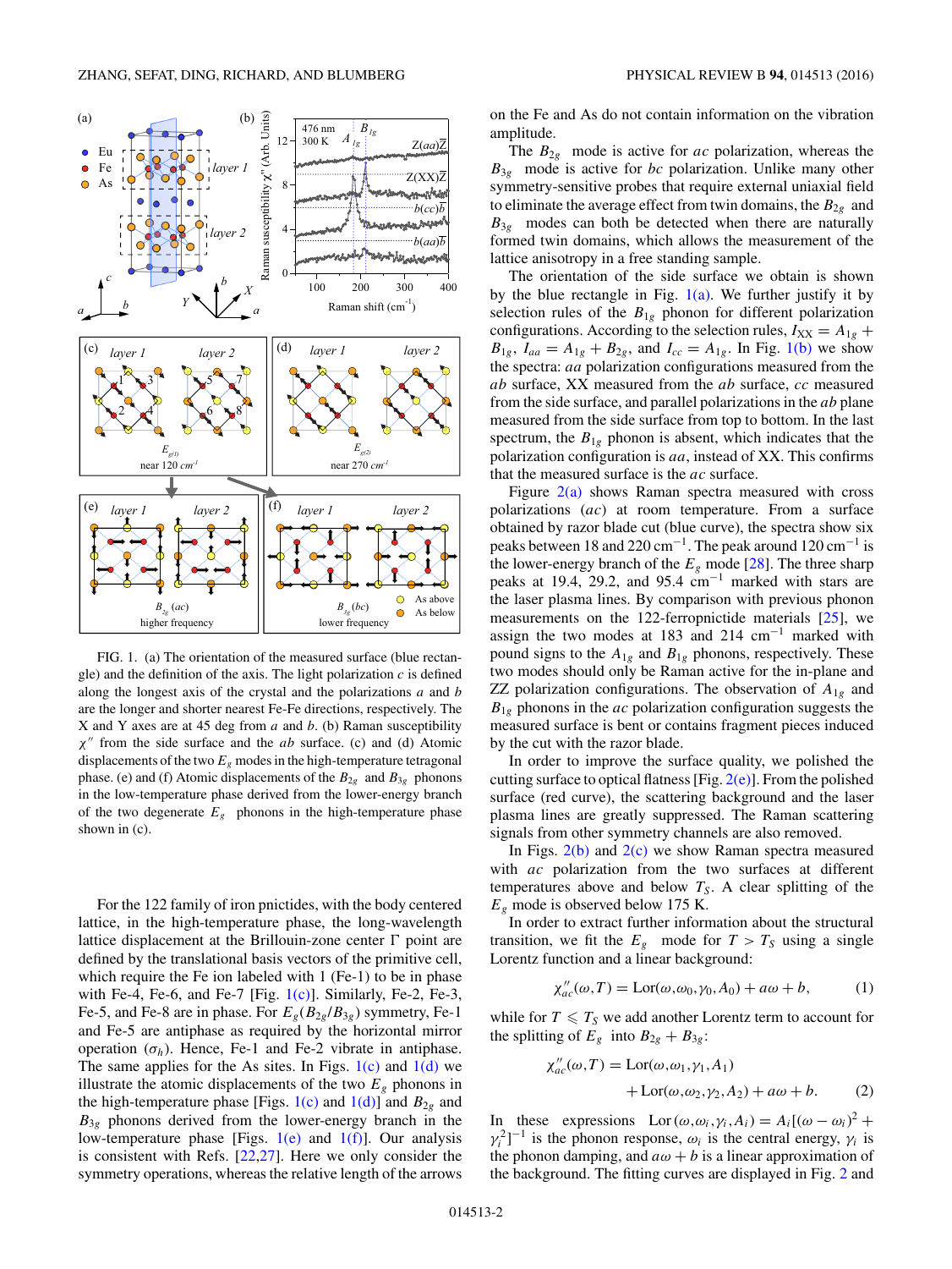FIG. 1. (a) The orientation of the measured surface (blue rectangle) and the definition of the axis. The light polarization $c$ is defined along the longest axis of the crystal and the polarizations $a$ and $b$ are the longer and shorter nearest Fe-Fe directions, respectively. The X and Y axes are at 45 deg from $a$ and $b$. (b) Raman susceptibility $\chi''$ from the side surface and the $ab$ surface. (c) and (d) Atomic displacements of the two $E_g$ modes in the high-temperature tetragonal phase. (e) and (f) Atomic displacements of the $B_{2g}$ and $B_{3g}$ phonons in the low-temperature phase derived from the lower-energy branch of the two degenerate $E_g$ phonons in the high-temperature phase shown in (c).

For the 122 family of iron pnictides, with the body centered lattice, in the high-temperature phase, the long-wavelength lattice displacement at the Brillouin-zone center Γ point are defined by the translational basis vectors of the primitive cell, which require the Fe ion labeled with 1 (Fe-1) to be in phase with Fe-4, Fe-6, and Fe-7 [Fig. 1(c)]. Similarly, Fe-2, Fe-3, Fe-5, and Fe-8 are in phase. For $E_g(B_{2g}/B_{3g})$ symmetry, Fe-1 and Fe-5 are antiphase as required by the horizontal mirror operation ($\sigma_h$). Hence, Fe-1 and Fe-2 vibrate in antiphase. The same applies for the As sites. In Figs. 1(c) and 1(d) we illustrate the atomic displacements of the two $E_g$ phonons in the high-temperature phase [Figs. 1(c) and 1(d)] and $B_{2g}$ and $B_{3g}$ phonons derived from the lower-energy branch in the low-temperature phase [Figs. 1(e) and 1(f)]. Our analysis is consistent with Refs. [22,27]. Here we only consider the symmetry operations, whereas the relative length of the arrows on the Fe and As do not contain information on the vibration amplitude.

The $B_{2g}$ mode is active for $ac$ polarization, whereas the $B_{3g}$ mode is active for $bc$ polarization. Unlike many other symmetry-sensitive probes that require external uniaxial field to eliminate the average effect from twin domains, the $B_{2g}$ and $B_{3g}$ modes can both be detected when there are naturally formed twin domains, which allows the measurement of the lattice anisotropy in a free standing sample.

The orientation of the side surface we obtain is shown by the blue rectangle in Fig. 1(a). We further justify it by selection rules of the $B_{1g}$ phonon for different polarization configurations. According to the selection rules, $I_{XX} = A_{1g} + B_{1g}$, $I_{aa} = A_{1g} + B_{2g}$, and $I_{cc} = A_{1g}$. In Fig. 1(b) we show the spectra: $aa$ polarization configurations measured from the $ab$ surface, XX measured from the $ab$ surface, $cc$ measured from the side surface, and parallel polarizations in the $ab$ plane measured from the side surface from top to bottom. In the last spectrum, the $B_{1g}$ phonon is absent, which indicates that the polarization configuration is $aa$, instead of XX. This confirms that the measured surface is the $ac$ surface.

Figure 2(a) shows Raman spectra measured with cross polarizations ($ac$) at room temperature. From a surface obtained by razor blade cut (blue curve), the spectra show six peaks between 18 and 220 cm$^{-1}$. The peak around 120 cm$^{-1}$ is the lower-energy branch of the $E_g$ mode [28]. The three sharp peaks at 19.4, 29.2, and 95.4 cm$^{-1}$ marked with stars are the laser plasma lines. By comparison with previous phonon measurements on the 122-ferropnictide materials [25], we assign the two modes at 183 and 214 cm$^{-1}$ marked with pound signs to the $A_{1g}$ and $B_{1g}$ phonons, respectively. These two modes should only be Raman active for the in-plane and ZZ polarization configurations. The observation of $A_{1g}$ and $B_{1g}$ phonons in the $ac$ polarization configuration suggests the measured surface is bent or contains fragment pieces induced by the cut with the razor blade.

In order to improve the surface quality, we polished the cutting surface to optical flatness [Fig. 2(e)]. From the polished surface (red curve), the scattering background and the laser plasma lines are greatly suppressed. The Raman scattering signals from other symmetry channels are also removed.

In Figs. 2(b) and 2(c) we show Raman spectra measured with $ac$ polarization from the two surfaces at different temperatures above and below $T_S$. A clear splitting of the $E_g$ mode is observed below 175 K.

In order to extract further information about the structural transition, we fit the $E_g$ mode for $T > T_S$ using a single Lorentz function and a linear background:

$$\chi''_{ac}(\omega,T) = \mathrm{Lor}(\omega,\omega_0,\gamma_0,A_0) + a\omega + b, \qquad (1)$$

while for $T \leqslant T_S$ we add another Lorentz term to account for the splitting of $E_g$ into $B_{2g} + B_{3g}$:

$$\chi''_{ac}(\omega,T) = \mathrm{Lor}(\omega,\omega_1,\gamma_1,A_1) + \mathrm{Lor}(\omega,\omega_2,\gamma_2,A_2) + a\omega + b. \qquad (2)$$

In these expressions $\mathrm{Lor}(\omega,\omega_i,\gamma_i,A_i) = A_i[(\omega-\omega_i)^2 + \gamma_i^2]^{-1}$ is the phonon response, $\omega_i$ is the central energy, $\gamma_i$ is the phonon damping, and $a\omega + b$ is a linear approximation of the background. The fitting curves are displayed in Fig. 2 and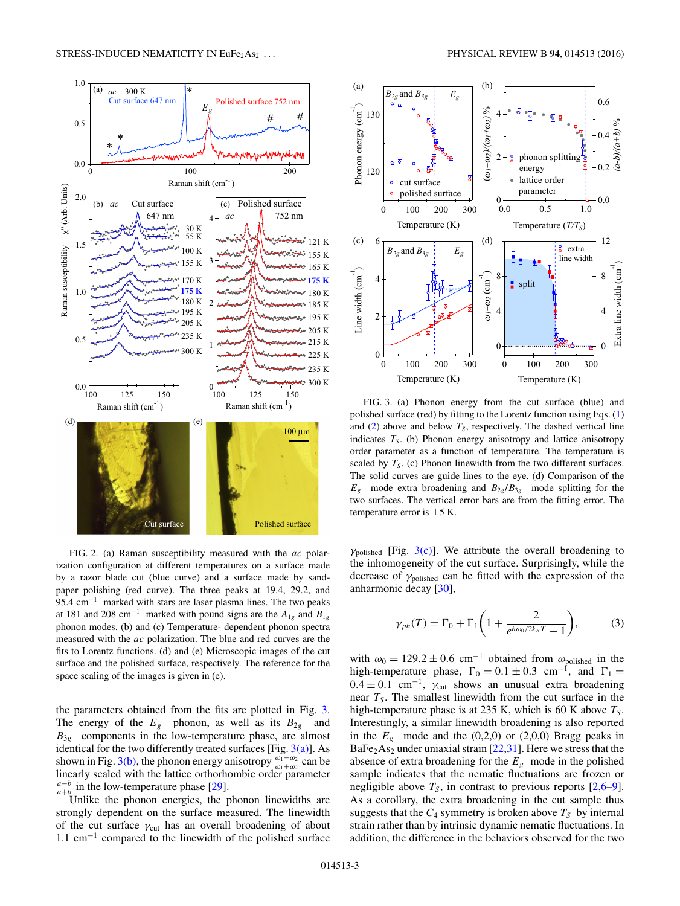FIG. 2. (a) Raman susceptibility measured with the *ac* polarization configuration at different temperatures on a surface made by a razor blade cut (blue curve) and a sand-paper polishing (red curve). The three peaks at 19.4, 29.2, and 95.4 cm$^{-1}$ marked with stars are laser plasma lines. The two peaks at 181 and 208 cm$^{-1}$ marked with pound signs are the $A_{1g}$ and $B_{1g}$ phonon modes. (b) and (c) Temperature- dependent phonon spectra measured with the *ac* polarization. The blue and red curves are the fits to Lorentz functions. (d) and (e) Microscopic images of the cut surface and the polished surface, respectively. The reference for the space scaling of the images is given in (e).

FIG. 3. (a) Phonon energy from the cut surface (blue) and polished surface (red) by fitting to the Lorentz function using Eqs. (1) and (2) above and below $T_S$, respectively. The dashed vertical line indicates $T_S$. (b) Phonon energy anisotropy and lattice anisotropy order parameter as a function of temperature. The temperature is scaled by $T_S$. (c) Phonon linewidth from the two different surfaces. The solid curves are guide lines to the eye. (d) Comparison of the $E_g$ mode extra broadening and $B_{2g}/B_{3g}$ mode splitting for the two surfaces. The vertical error bars are from the fitting error. The temperature error is $\pm 5$ K.

the parameters obtained from the fits are plotted in Fig. 3. The energy of the $E_g$ phonon, as well as its $B_{2g}$ and $B_{3g}$ components in the low-temperature phase, are almost identical for the two differently treated surfaces [Fig. 3(a)]. As shown in Fig. 3(b), the phonon energy anisotropy $\frac{\omega_1-\omega_2}{\omega_1+\omega_2}$ can be linearly scaled with the lattice orthorhombic order parameter $\frac{a-b}{a+b}$ in the low-temperature phase [29].

Unlike the phonon energies, the phonon linewidths are strongly dependent on the surface measured. The linewidth of the cut surface $\gamma_{\text{cut}}$ has an overall broadening of about 1.1 cm$^{-1}$ compared to the linewidth of the polished surface $\gamma_{\text{polished}}$ [Fig. 3(c)]. We attribute the overall broadening to the inhomogeneity of the cut surface. Surprisingly, while the decrease of $\gamma_{\text{polished}}$ can be fitted with the expression of the anharmonic decay [30],

$$\gamma_{ph}(T) = \Gamma_0 + \Gamma_1\left(1 + \frac{2}{e^{\hbar\omega_0/2k_BT} - 1}\right), \tag{3}$$

with $\omega_0 = 129.2 \pm 0.6$ cm$^{-1}$ obtained from $\omega_{\text{polished}}$ in the high-temperature phase, $\Gamma_0 = 0.1 \pm 0.3$ cm$^{-1}$, and $\Gamma_1 = 0.4 \pm 0.1$ cm$^{-1}$, $\gamma_{\text{cut}}$ shows an unusual extra broadening near $T_S$. The smallest linewidth from the cut surface in the high-temperature phase is at 235 K, which is 60 K above $T_S$. Interestingly, a similar linewidth broadening is also reported in the $E_g$ mode and the (0,2,0) or (2,0,0) Bragg peaks in $BaFe_2As_2$ under uniaxial strain [22,31]. Here we stress that the absence of extra broadening for the $E_g$ mode in the polished sample indicates that the nematic fluctuations are frozen or negligible above $T_S$, in contrast to previous reports [2,6–9]. As a corollary, the extra broadening in the cut sample thus suggests that the $C_4$ symmetry is broken above $T_S$ by internal strain rather than by intrinsic dynamic nematic fluctuations. In addition, the difference in the behaviors observed for the two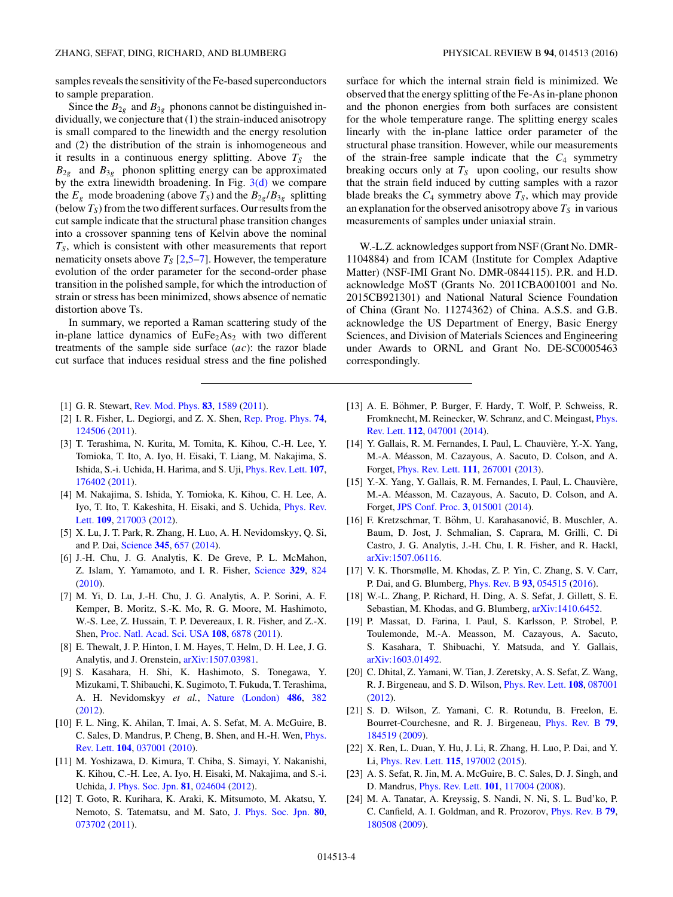samples reveals the sensitivity of the Fe-based superconductors to sample preparation.

Since the $B_{2g}$ and $B_{3g}$ phonons cannot be distinguished individually, we conjecture that (1) the strain-induced anisotropy is small compared to the linewidth and the energy resolution and (2) the distribution of the strain is inhomogeneous and it results in a continuous energy splitting. Above $T_S$ the $B_{2g}$ and $B_{3g}$ phonon splitting energy can be approximated by the extra linewidth broadening. In Fig. 3(d) we compare the $E_g$ mode broadening (above $T_S$) and the $B_{2g}/B_{3g}$ splitting (below $T_S$) from the two different surfaces. Our results from the cut sample indicate that the structural phase transition changes into a crossover spanning tens of Kelvin above the nominal $T_S$, which is consistent with other measurements that report nematicity onsets above $T_S$ [2,5–7]. However, the temperature evolution of the order parameter for the second-order phase transition in the polished sample, for which the introduction of strain or stress has been minimized, shows absence of nematic distortion above Ts.

In summary, we reported a Raman scattering study of the in-plane lattice dynamics of $EuFe_2As_2$ with two different treatments of the sample side surface ($ac$): the razor blade cut surface that induces residual stress and the fine polished surface for which the internal strain field is minimized. We observed that the energy splitting of the Fe-As in-plane phonon and the phonon energies from both surfaces are consistent for the whole temperature range. The splitting energy scales linearly with the in-plane lattice order parameter of the structural phase transition. However, while our measurements of the strain-free sample indicate that the $C_4$ symmetry breaking occurs only at $T_S$ upon cooling, our results show that the strain field induced by cutting samples with a razor blade breaks the $C_4$ symmetry above $T_S$, which may provide an explanation for the observed anisotropy above $T_S$ in various measurements of samples under uniaxial strain.

W.-L.Z. acknowledges support from NSF (Grant No. DMR-1104884) and from ICAM (Institute for Complex Adaptive Matter) (NSF-IMI Grant No. DMR-0844115). P.R. and H.D. acknowledge MoST (Grants No. 2011CBA001001 and No. 2015CB921301) and National Natural Science Foundation of China (Grant No. 11274362) of China. A.S.S. and G.B. acknowledge the US Department of Energy, Basic Energy Sciences, and Division of Materials Sciences and Engineering under Awards to ORNL and Grant No. DE-SC0005463 correspondingly.

---

[1] G. R. Stewart, Rev. Mod. Phys. **83**, 1589 (2011).

[2] I. R. Fisher, L. Degiorgi, and Z. X. Shen, Rep. Prog. Phys. **74**, 124506 (2011).

[3] T. Terashima, N. Kurita, M. Tomita, K. Kihou, C.-H. Lee, Y. Tomioka, T. Ito, A. Iyo, H. Eisaki, T. Liang, M. Nakajima, S. Ishida, S.-i. Uchida, H. Harima, and S. Uji, Phys. Rev. Lett. **107**, 176402 (2011).

[4] M. Nakajima, S. Ishida, Y. Tomioka, K. Kihou, C. H. Lee, A. Iyo, T. Ito, T. Kakeshita, H. Eisaki, and S. Uchida, Phys. Rev. Lett. **109**, 217003 (2012).

[5] X. Lu, J. T. Park, R. Zhang, H. Luo, A. H. Nevidomskyy, Q. Si, and P. Dai, Science **345**, 657 (2014).

[6] J.-H. Chu, J. G. Analytis, K. De Greve, P. L. McMahon, Z. Islam, Y. Yamamoto, and I. R. Fisher, Science **329**, 824 (2010).

[7] M. Yi, D. Lu, J.-H. Chu, J. G. Analytis, A. P. Sorini, A. F. Kemper, B. Moritz, S.-K. Mo, R. G. Moore, M. Hashimoto, W.-S. Lee, Z. Hussain, T. P. Devereaux, I. R. Fisher, and Z.-X. Shen, Proc. Natl. Acad. Sci. USA **108**, 6878 (2011).

[8] E. Thewalt, J. P. Hinton, I. M. Hayes, T. Helm, D. H. Lee, J. G. Analytis, and J. Orenstein, arXiv:1507.03981.

[9] S. Kasahara, H. Shi, K. Hashimoto, S. Tonegawa, Y. Mizukami, T. Shibauchi, K. Sugimoto, T. Fukuda, T. Terashima, A. H. Nevidomskyy *et al.*, Nature (London) **486**, 382 (2012).

[10] F. L. Ning, K. Ahilan, T. Imai, A. S. Sefat, M. A. McGuire, B. C. Sales, D. Mandrus, P. Cheng, B. Shen, and H.-H. Wen, Phys. Rev. Lett. **104**, 037001 (2010).

[11] M. Yoshizawa, D. Kimura, T. Chiba, S. Simayi, Y. Nakanishi, K. Kihou, C.-H. Lee, A. Iyo, H. Eisaki, M. Nakajima, and S.-i. Uchida, J. Phys. Soc. Jpn. **81**, 024604 (2012).

[12] T. Goto, R. Kurihara, K. Araki, K. Mitsumoto, M. Akatsu, Y. Nemoto, S. Tatematsu, and M. Sato, J. Phys. Soc. Jpn. **80**, 073702 (2011).

[13] A. E. Böhmer, P. Burger, F. Hardy, T. Wolf, P. Schweiss, R. Fromknecht, M. Reinecker, W. Schranz, and C. Meingast, Phys. Rev. Lett. **112**, 047001 (2014).

[14] Y. Gallais, R. M. Fernandes, I. Paul, L. Chauvière, Y.-X. Yang, M.-A. Méasson, M. Cazayous, A. Sacuto, D. Colson, and A. Forget, Phys. Rev. Lett. **111**, 267001 (2013).

[15] Y.-X. Yang, Y. Gallais, R. M. Fernandes, I. Paul, L. Chauvière, M.-A. Méasson, M. Cazayous, A. Sacuto, D. Colson, and A. Forget, JPS Conf. Proc. **3**, 015001 (2014).

[16] F. Kretzschmar, T. Böhm, U. Karahasanović, B. Muschler, A. Baum, D. Jost, J. Schmalian, S. Caprara, M. Grilli, C. Di Castro, J. G. Analytis, J.-H. Chu, I. R. Fisher, and R. Hackl, arXiv:1507.06116.

[17] V. K. Thorsmølle, M. Khodas, Z. P. Yin, C. Zhang, S. V. Carr, P. Dai, and G. Blumberg, Phys. Rev. B **93**, 054515 (2016).

[18] W.-L. Zhang, P. Richard, H. Ding, A. S. Sefat, J. Gillett, S. E. Sebastian, M. Khodas, and G. Blumberg, arXiv:1410.6452.

[19] P. Massat, D. Farina, I. Paul, S. Karlsson, P. Strobel, P. Toulemonde, M.-A. Measson, M. Cazayous, A. Sacuto, S. Kasahara, T. Shibauchi, Y. Matsuda, and Y. Gallais, arXiv:1603.01492.

[20] C. Dhital, Z. Yamani, W. Tian, J. Zeretsky, A. S. Sefat, Z. Wang, R. J. Birgeneau, and S. D. Wilson, Phys. Rev. Lett. **108**, 087001 (2012).

[21] S. D. Wilson, Z. Yamani, C. R. Rotundu, B. Freelon, E. Bourret-Courchesne, and R. J. Birgeneau, Phys. Rev. B **79**, 184519 (2009).

[22] X. Ren, L. Duan, Y. Hu, J. Li, R. Zhang, H. Luo, P. Dai, and Y. Li, Phys. Rev. Lett. **115**, 197002 (2015).

[23] A. S. Sefat, R. Jin, M. A. McGuire, B. C. Sales, D. J. Singh, and D. Mandrus, Phys. Rev. Lett. **101**, 117004 (2008).

[24] M. A. Tanatar, A. Kreyssig, S. Nandi, N. Ni, S. L. Bud'ko, P. C. Canfield, A. I. Goldman, and R. Prozorov, Phys. Rev. B **79**, 180508 (2009).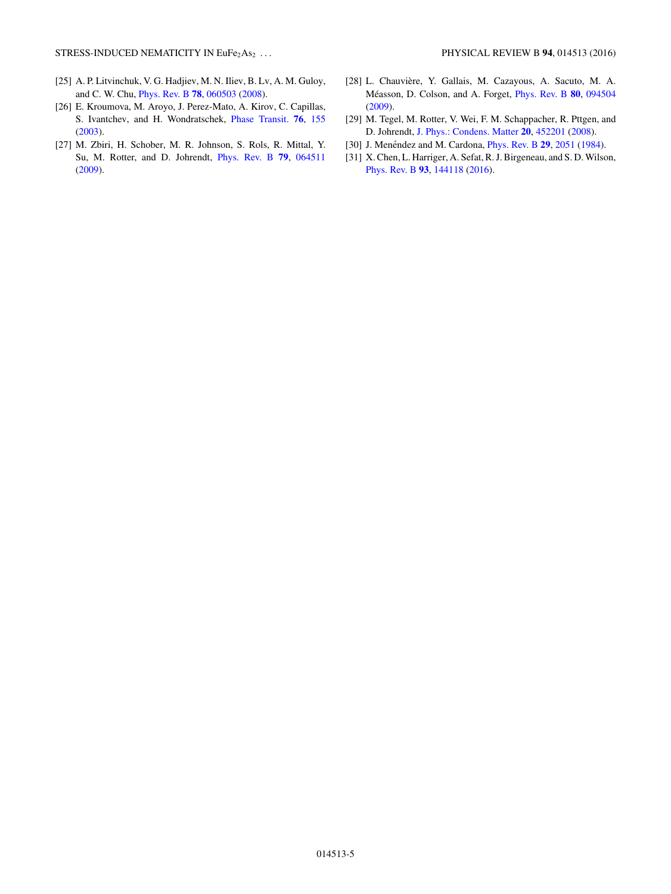[25] A. P. Litvinchuk, V. G. Hadjiev, M. N. Iliev, B. Lv, A. M. Guloy, and C. W. Chu, Phys. Rev. B **78**, 060503 (2008).

[26] E. Kroumova, M. Aroyo, J. Perez-Mato, A. Kirov, C. Capillas, S. Ivantchev, and H. Wondratschek, Phase Transit. **76**, 155 (2003).

[27] M. Zbiri, H. Schober, M. R. Johnson, S. Rols, R. Mittal, Y. Su, M. Rotter, and D. Johrendt, Phys. Rev. B **79**, 064511 (2009).

[28] L. Chauvière, Y. Gallais, M. Cazayous, A. Sacuto, M. A. Méasson, D. Colson, and A. Forget, Phys. Rev. B **80**, 094504 (2009).

[29] M. Tegel, M. Rotter, V. Wei, F. M. Schappacher, R. Pttgen, and D. Johrendt, J. Phys.: Condens. Matter **20**, 452201 (2008).

[30] J. Menéndez and M. Cardona, Phys. Rev. B **29**, 2051 (1984).

[31] X. Chen, L. Harriger, A. Sefat, R. J. Birgeneau, and S. D. Wilson, Phys. Rev. B **93**, 144118 (2016).